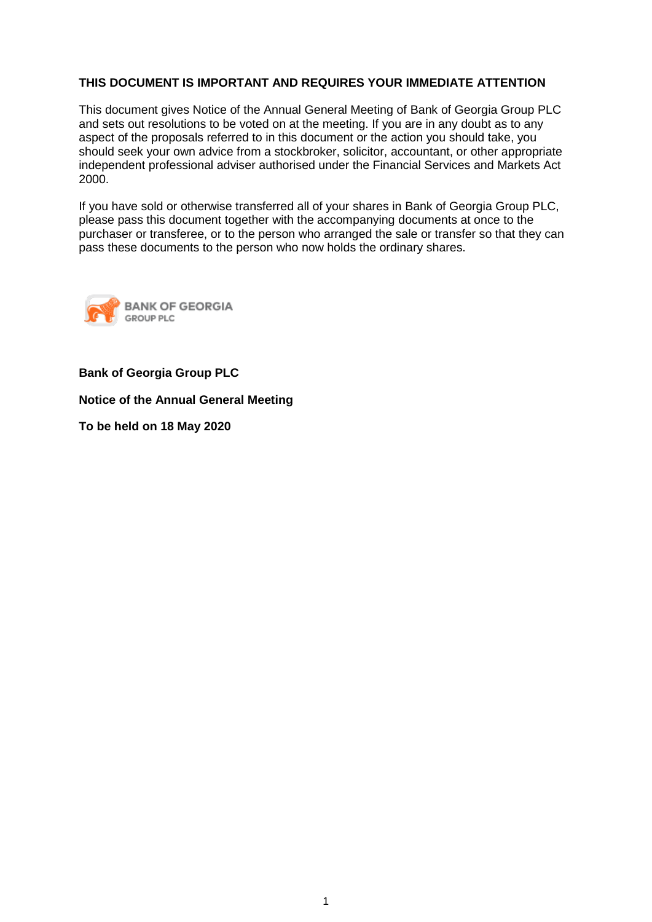**THIS DOCUMENT IS IMPORTANT AND REQUIRES YOUR IMMEDIATE ATTENTION**

This document gives Notice of the Annual General Meeting of Bank of Georgia Group PLC and sets out resolutions to be voted on at the meeting. If you are in any doubt as to any aspect of the proposals referred to in this document or the action you should take, you should seek your own advice from a stockbroker, solicitor, accountant, or other appropriate independent professional adviser authorised under the Financial Services and Markets Act 2000.

If you have sold or otherwise transferred all of your shares in Bank of Georgia Group PLC, please pass this document together with the accompanying documents at once to the purchaser or transferee, or to the person who arranged the sale or transfer so that they can pass these documents to the person who now holds the ordinary shares.

BANK OF GEORGIA
GROUP PLC

**Bank of Georgia Group PLC**

**Notice of the Annual General Meeting**

**To be held on 18 May 2020**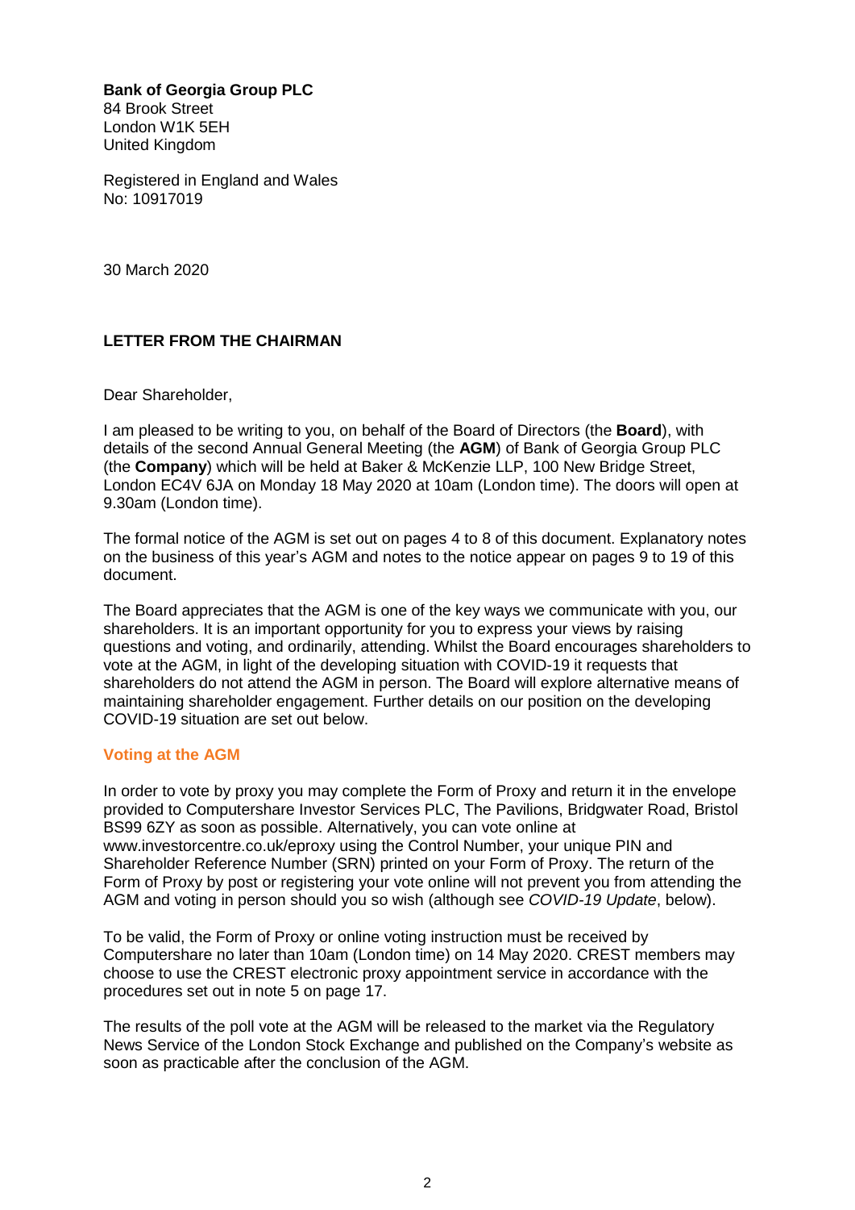**Bank of Georgia Group PLC**
84 Brook Street
London W1K 5EH
United Kingdom

Registered in England and Wales
No: 10917019

30 March 2020

**LETTER FROM THE CHAIRMAN**

Dear Shareholder,

I am pleased to be writing to you, on behalf of the Board of Directors (the **Board**), with details of the second Annual General Meeting (the **AGM**) of Bank of Georgia Group PLC (the **Company**) which will be held at Baker & McKenzie LLP, 100 New Bridge Street, London EC4V 6JA on Monday 18 May 2020 at 10am (London time). The doors will open at 9.30am (London time).

The formal notice of the AGM is set out on pages 4 to 8 of this document. Explanatory notes on the business of this year's AGM and notes to the notice appear on pages 9 to 19 of this document.

The Board appreciates that the AGM is one of the key ways we communicate with you, our shareholders. It is an important opportunity for you to express your views by raising questions and voting, and ordinarily, attending. Whilst the Board encourages shareholders to vote at the AGM, in light of the developing situation with COVID-19 it requests that shareholders do not attend the AGM in person. The Board will explore alternative means of maintaining shareholder engagement. Further details on our position on the developing COVID-19 situation are set out below.

## Voting at the AGM

In order to vote by proxy you may complete the Form of Proxy and return it in the envelope provided to Computershare Investor Services PLC, The Pavilions, Bridgwater Road, Bristol BS99 6ZY as soon as possible. Alternatively, you can vote online at www.investorcentre.co.uk/eproxy using the Control Number, your unique PIN and Shareholder Reference Number (SRN) printed on your Form of Proxy. The return of the Form of Proxy by post or registering your vote online will not prevent you from attending the AGM and voting in person should you so wish (although see *COVID-19 Update*, below).

To be valid, the Form of Proxy or online voting instruction must be received by Computershare no later than 10am (London time) on 14 May 2020. CREST members may choose to use the CREST electronic proxy appointment service in accordance with the procedures set out in note 5 on page 17.

The results of the poll vote at the AGM will be released to the market via the Regulatory News Service of the London Stock Exchange and published on the Company's website as soon as practicable after the conclusion of the AGM.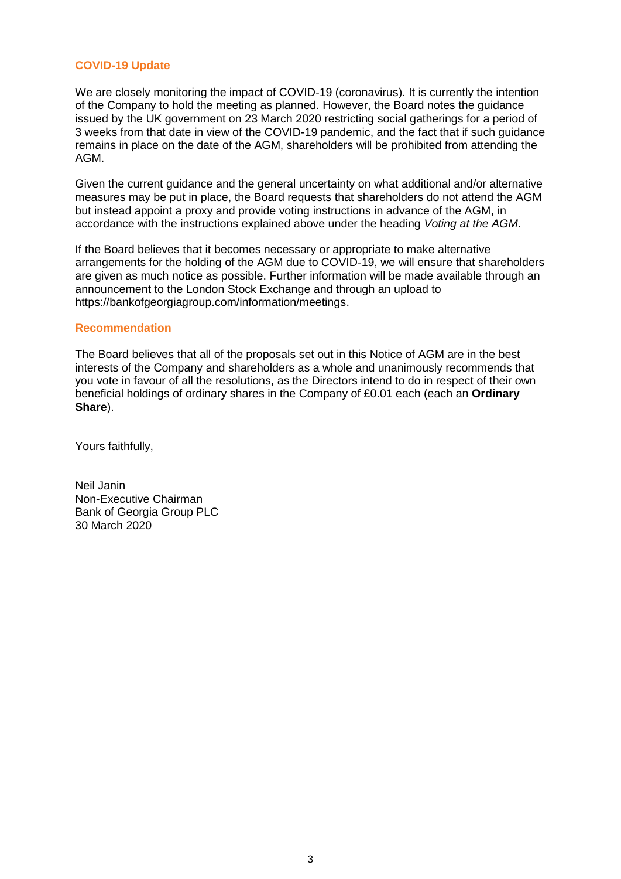## COVID-19 Update

We are closely monitoring the impact of COVID-19 (coronavirus). It is currently the intention of the Company to hold the meeting as planned. However, the Board notes the guidance issued by the UK government on 23 March 2020 restricting social gatherings for a period of 3 weeks from that date in view of the COVID-19 pandemic, and the fact that if such guidance remains in place on the date of the AGM, shareholders will be prohibited from attending the AGM.

Given the current guidance and the general uncertainty on what additional and/or alternative measures may be put in place, the Board requests that shareholders do not attend the AGM but instead appoint a proxy and provide voting instructions in advance of the AGM, in accordance with the instructions explained above under the heading *Voting at the AGM*.

If the Board believes that it becomes necessary or appropriate to make alternative arrangements for the holding of the AGM due to COVID-19, we will ensure that shareholders are given as much notice as possible. Further information will be made available through an announcement to the London Stock Exchange and through an upload to https://bankofgeorgiagroup.com/information/meetings.

## Recommendation

The Board believes that all of the proposals set out in this Notice of AGM are in the best interests of the Company and shareholders as a whole and unanimously recommends that you vote in favour of all the resolutions, as the Directors intend to do in respect of their own beneficial holdings of ordinary shares in the Company of £0.01 each (each an **Ordinary Share**).

Yours faithfully,

Neil Janin
Non-Executive Chairman
Bank of Georgia Group PLC
30 March 2020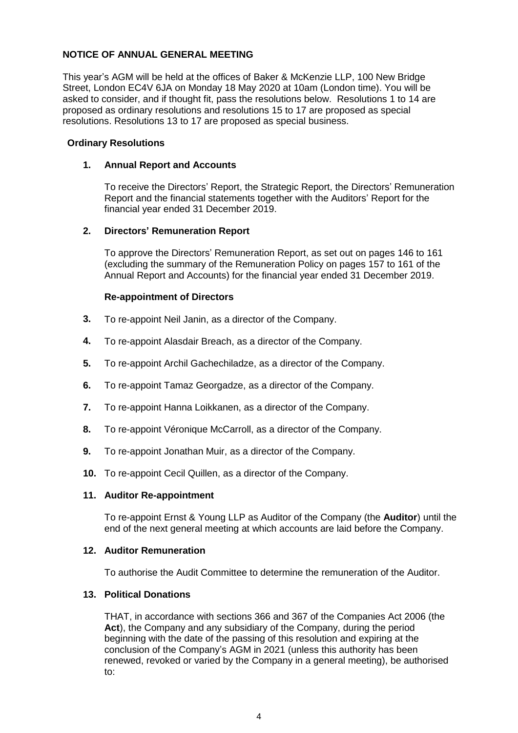## NOTICE OF ANNUAL GENERAL MEETING

This year's AGM will be held at the offices of Baker & McKenzie LLP, 100 New Bridge Street, London EC4V 6JA on Monday 18 May 2020 at 10am (London time). You will be asked to consider, and if thought fit, pass the resolutions below. Resolutions 1 to 14 are proposed as ordinary resolutions and resolutions 15 to 17 are proposed as special resolutions. Resolutions 13 to 17 are proposed as special business.

### Ordinary Resolutions

**1. Annual Report and Accounts**

To receive the Directors' Report, the Strategic Report, the Directors' Remuneration Report and the financial statements together with the Auditors' Report for the financial year ended 31 December 2019.

**2. Directors' Remuneration Report**

To approve the Directors' Remuneration Report, as set out on pages 146 to 161 (excluding the summary of the Remuneration Policy on pages 157 to 161 of the Annual Report and Accounts) for the financial year ended 31 December 2019.

**Re-appointment of Directors**

**3.** To re-appoint Neil Janin, as a director of the Company.

**4.** To re-appoint Alasdair Breach, as a director of the Company.

**5.** To re-appoint Archil Gachechiladze, as a director of the Company.

**6.** To re-appoint Tamaz Georgadze, as a director of the Company.

**7.** To re-appoint Hanna Loikkanen, as a director of the Company.

**8.** To re-appoint Véronique McCarroll, as a director of the Company.

**9.** To re-appoint Jonathan Muir, as a director of the Company.

**10.** To re-appoint Cecil Quillen, as a director of the Company.

**11. Auditor Re-appointment**

To re-appoint Ernst & Young LLP as Auditor of the Company (the **Auditor**) until the end of the next general meeting at which accounts are laid before the Company.

**12. Auditor Remuneration**

To authorise the Audit Committee to determine the remuneration of the Auditor.

**13. Political Donations**

THAT, in accordance with sections 366 and 367 of the Companies Act 2006 (the **Act**), the Company and any subsidiary of the Company, during the period beginning with the date of the passing of this resolution and expiring at the conclusion of the Company's AGM in 2021 (unless this authority has been renewed, revoked or varied by the Company in a general meeting), be authorised to: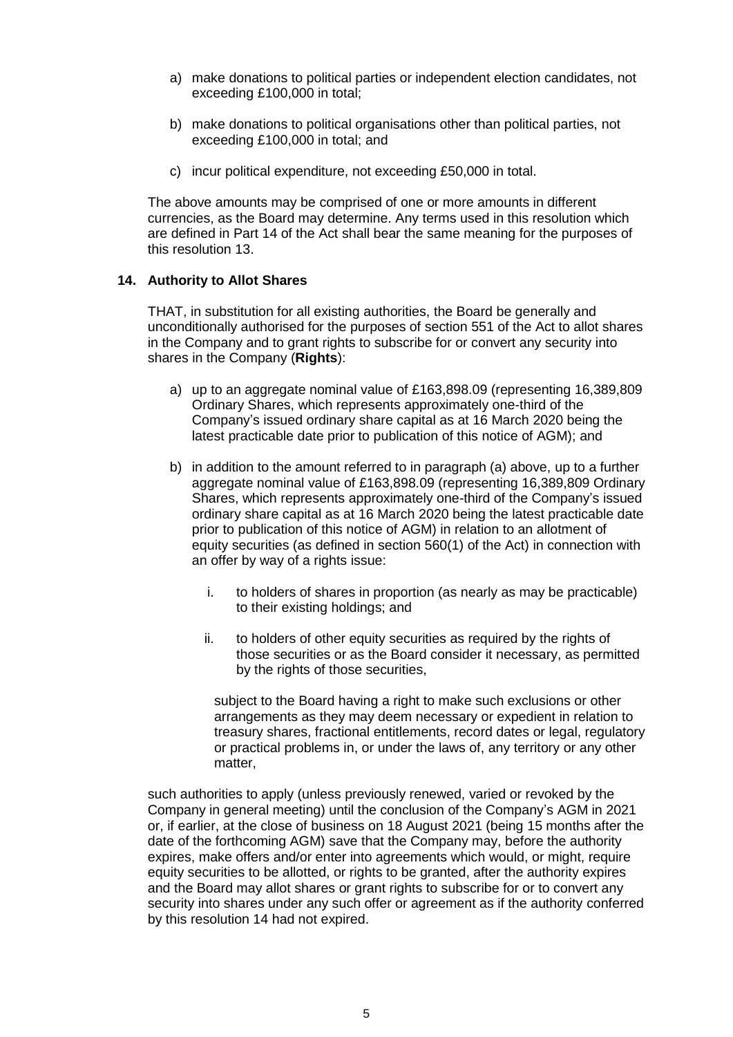a) make donations to political parties or independent election candidates, not exceeding £100,000 in total;

b) make donations to political organisations other than political parties, not exceeding £100,000 in total; and

c) incur political expenditure, not exceeding £50,000 in total.

The above amounts may be comprised of one or more amounts in different currencies, as the Board may determine. Any terms used in this resolution which are defined in Part 14 of the Act shall bear the same meaning for the purposes of this resolution 13.

### 14. Authority to Allot Shares

THAT, in substitution for all existing authorities, the Board be generally and unconditionally authorised for the purposes of section 551 of the Act to allot shares in the Company and to grant rights to subscribe for or convert any security into shares in the Company (**Rights**):

a) up to an aggregate nominal value of £163,898.09 (representing 16,389,809 Ordinary Shares, which represents approximately one-third of the Company's issued ordinary share capital as at 16 March 2020 being the latest practicable date prior to publication of this notice of AGM); and

b) in addition to the amount referred to in paragraph (a) above, up to a further aggregate nominal value of £163,898.09 (representing 16,389,809 Ordinary Shares, which represents approximately one-third of the Company's issued ordinary share capital as at 16 March 2020 being the latest practicable date prior to publication of this notice of AGM) in relation to an allotment of equity securities (as defined in section 560(1) of the Act) in connection with an offer by way of a rights issue:

   i. to holders of shares in proportion (as nearly as may be practicable) to their existing holdings; and

   ii. to holders of other equity securities as required by the rights of those securities or as the Board consider it necessary, as permitted by the rights of those securities,

   subject to the Board having a right to make such exclusions or other arrangements as they may deem necessary or expedient in relation to treasury shares, fractional entitlements, record dates or legal, regulatory or practical problems in, or under the laws of, any territory or any other matter,

such authorities to apply (unless previously renewed, varied or revoked by the Company in general meeting) until the conclusion of the Company's AGM in 2021 or, if earlier, at the close of business on 18 August 2021 (being 15 months after the date of the forthcoming AGM) save that the Company may, before the authority expires, make offers and/or enter into agreements which would, or might, require equity securities to be allotted, or rights to be granted, after the authority expires and the Board may allot shares or grant rights to subscribe for or to convert any security into shares under any such offer or agreement as if the authority conferred by this resolution 14 had not expired.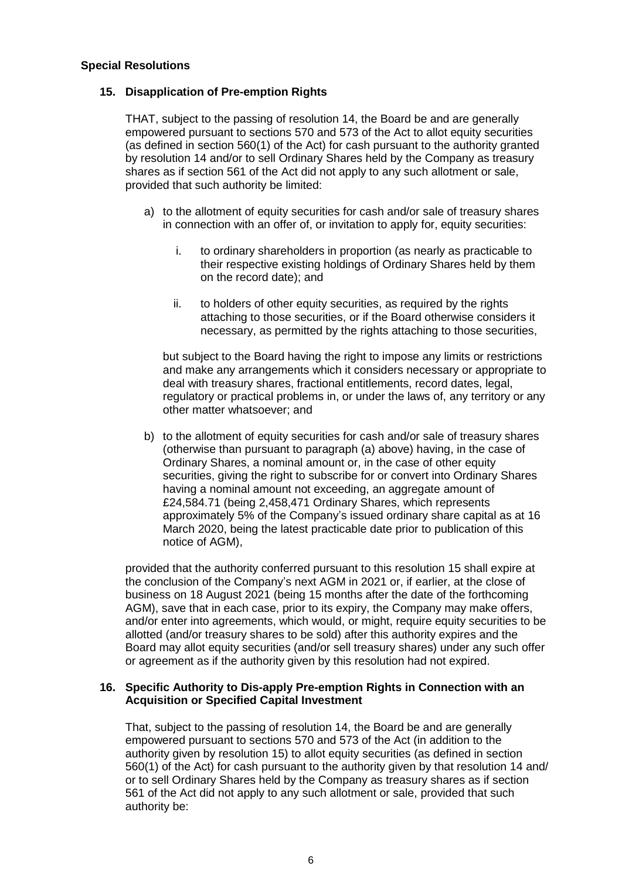## Special Resolutions

### 15. Disapplication of Pre-emption Rights

THAT, subject to the passing of resolution 14, the Board be and are generally empowered pursuant to sections 570 and 573 of the Act to allot equity securities (as defined in section 560(1) of the Act) for cash pursuant to the authority granted by resolution 14 and/or to sell Ordinary Shares held by the Company as treasury shares as if section 561 of the Act did not apply to any such allotment or sale, provided that such authority be limited:

a) to the allotment of equity securities for cash and/or sale of treasury shares in connection with an offer of, or invitation to apply for, equity securities:

   i. to ordinary shareholders in proportion (as nearly as practicable to their respective existing holdings of Ordinary Shares held by them on the record date); and

   ii. to holders of other equity securities, as required by the rights attaching to those securities, or if the Board otherwise considers it necessary, as permitted by the rights attaching to those securities,

   but subject to the Board having the right to impose any limits or restrictions and make any arrangements which it considers necessary or appropriate to deal with treasury shares, fractional entitlements, record dates, legal, regulatory or practical problems in, or under the laws of, any territory or any other matter whatsoever; and

b) to the allotment of equity securities for cash and/or sale of treasury shares (otherwise than pursuant to paragraph (a) above) having, in the case of Ordinary Shares, a nominal amount or, in the case of other equity securities, giving the right to subscribe for or convert into Ordinary Shares having a nominal amount not exceeding, an aggregate amount of £24,584.71 (being 2,458,471 Ordinary Shares, which represents approximately 5% of the Company's issued ordinary share capital as at 16 March 2020, being the latest practicable date prior to publication of this notice of AGM),

provided that the authority conferred pursuant to this resolution 15 shall expire at the conclusion of the Company's next AGM in 2021 or, if earlier, at the close of business on 18 August 2021 (being 15 months after the date of the forthcoming AGM), save that in each case, prior to its expiry, the Company may make offers, and/or enter into agreements, which would, or might, require equity securities to be allotted (and/or treasury shares to be sold) after this authority expires and the Board may allot equity securities (and/or sell treasury shares) under any such offer or agreement as if the authority given by this resolution had not expired.

### 16. Specific Authority to Dis-apply Pre-emption Rights in Connection with an Acquisition or Specified Capital Investment

That, subject to the passing of resolution 14, the Board be and are generally empowered pursuant to sections 570 and 573 of the Act (in addition to the authority given by resolution 15) to allot equity securities (as defined in section 560(1) of the Act) for cash pursuant to the authority given by that resolution 14 and/ or to sell Ordinary Shares held by the Company as treasury shares as if section 561 of the Act did not apply to any such allotment or sale, provided that such authority be: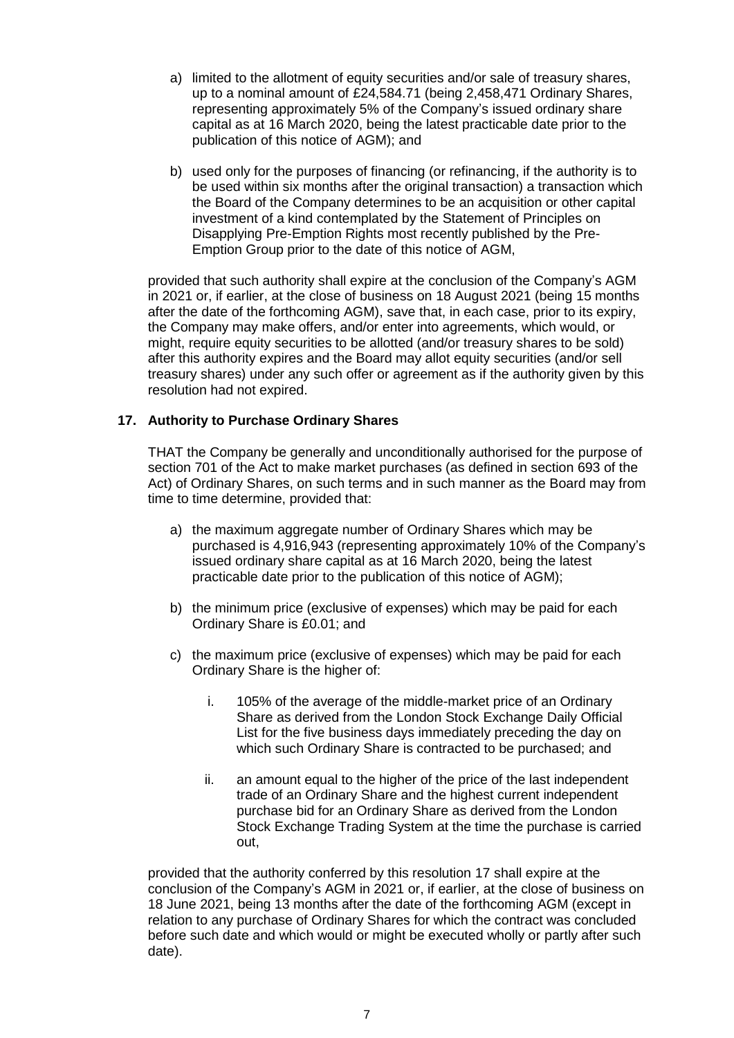a) limited to the allotment of equity securities and/or sale of treasury shares, up to a nominal amount of £24,584.71 (being 2,458,471 Ordinary Shares, representing approximately 5% of the Company's issued ordinary share capital as at 16 March 2020, being the latest practicable date prior to the publication of this notice of AGM); and

b) used only for the purposes of financing (or refinancing, if the authority is to be used within six months after the original transaction) a transaction which the Board of the Company determines to be an acquisition or other capital investment of a kind contemplated by the Statement of Principles on Disapplying Pre-Emption Rights most recently published by the Pre-Emption Group prior to the date of this notice of AGM,

provided that such authority shall expire at the conclusion of the Company's AGM in 2021 or, if earlier, at the close of business on 18 August 2021 (being 15 months after the date of the forthcoming AGM), save that, in each case, prior to its expiry, the Company may make offers, and/or enter into agreements, which would, or might, require equity securities to be allotted (and/or treasury shares to be sold) after this authority expires and the Board may allot equity securities (and/or sell treasury shares) under any such offer or agreement as if the authority given by this resolution had not expired.

**17. Authority to Purchase Ordinary Shares**

THAT the Company be generally and unconditionally authorised for the purpose of section 701 of the Act to make market purchases (as defined in section 693 of the Act) of Ordinary Shares, on such terms and in such manner as the Board may from time to time determine, provided that:

a) the maximum aggregate number of Ordinary Shares which may be purchased is 4,916,943 (representing approximately 10% of the Company's issued ordinary share capital as at 16 March 2020, being the latest practicable date prior to the publication of this notice of AGM);

b) the minimum price (exclusive of expenses) which may be paid for each Ordinary Share is £0.01; and

c) the maximum price (exclusive of expenses) which may be paid for each Ordinary Share is the higher of:

    i. 105% of the average of the middle-market price of an Ordinary Share as derived from the London Stock Exchange Daily Official List for the five business days immediately preceding the day on which such Ordinary Share is contracted to be purchased; and

    ii. an amount equal to the higher of the price of the last independent trade of an Ordinary Share and the highest current independent purchase bid for an Ordinary Share as derived from the London Stock Exchange Trading System at the time the purchase is carried out,

provided that the authority conferred by this resolution 17 shall expire at the conclusion of the Company's AGM in 2021 or, if earlier, at the close of business on 18 June 2021, being 13 months after the date of the forthcoming AGM (except in relation to any purchase of Ordinary Shares for which the contract was concluded before such date and which would or might be executed wholly or partly after such date).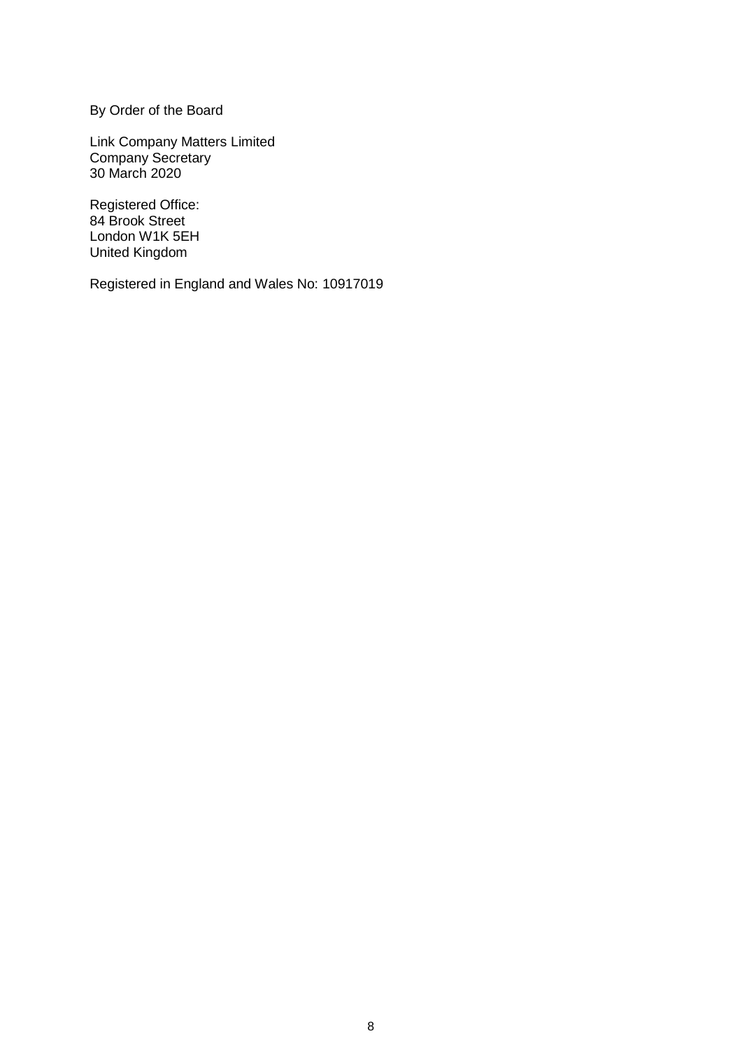By Order of the Board

Link Company Matters Limited
Company Secretary
30 March 2020

Registered Office:
84 Brook Street
London W1K 5EH
United Kingdom

Registered in England and Wales No: 10917019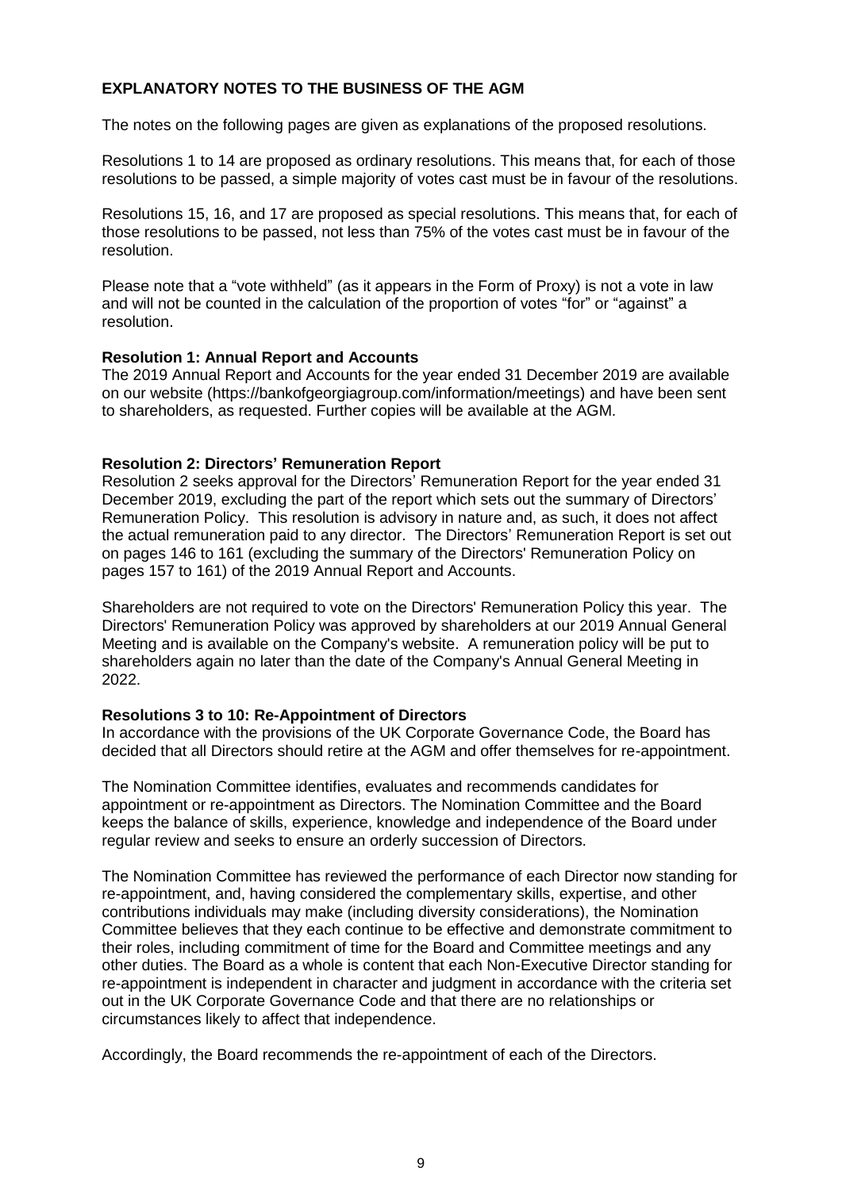## EXPLANATORY NOTES TO THE BUSINESS OF THE AGM

The notes on the following pages are given as explanations of the proposed resolutions.

Resolutions 1 to 14 are proposed as ordinary resolutions. This means that, for each of those resolutions to be passed, a simple majority of votes cast must be in favour of the resolutions.

Resolutions 15, 16, and 17 are proposed as special resolutions. This means that, for each of those resolutions to be passed, not less than 75% of the votes cast must be in favour of the resolution.

Please note that a "vote withheld" (as it appears in the Form of Proxy) is not a vote in law and will not be counted in the calculation of the proportion of votes "for" or "against" a resolution.

### Resolution 1: Annual Report and Accounts

The 2019 Annual Report and Accounts for the year ended 31 December 2019 are available on our website (https://bankofgeorgiagroup.com/information/meetings) and have been sent to shareholders, as requested. Further copies will be available at the AGM.

### Resolution 2: Directors' Remuneration Report

Resolution 2 seeks approval for the Directors' Remuneration Report for the year ended 31 December 2019, excluding the part of the report which sets out the summary of Directors' Remuneration Policy. This resolution is advisory in nature and, as such, it does not affect the actual remuneration paid to any director. The Directors' Remuneration Report is set out on pages 146 to 161 (excluding the summary of the Directors' Remuneration Policy on pages 157 to 161) of the 2019 Annual Report and Accounts.

Shareholders are not required to vote on the Directors' Remuneration Policy this year. The Directors' Remuneration Policy was approved by shareholders at our 2019 Annual General Meeting and is available on the Company's website. A remuneration policy will be put to shareholders again no later than the date of the Company's Annual General Meeting in 2022.

### Resolutions 3 to 10: Re-Appointment of Directors

In accordance with the provisions of the UK Corporate Governance Code, the Board has decided that all Directors should retire at the AGM and offer themselves for re-appointment.

The Nomination Committee identifies, evaluates and recommends candidates for appointment or re-appointment as Directors. The Nomination Committee and the Board keeps the balance of skills, experience, knowledge and independence of the Board under regular review and seeks to ensure an orderly succession of Directors.

The Nomination Committee has reviewed the performance of each Director now standing for re-appointment, and, having considered the complementary skills, expertise, and other contributions individuals may make (including diversity considerations), the Nomination Committee believes that they each continue to be effective and demonstrate commitment to their roles, including commitment of time for the Board and Committee meetings and any other duties. The Board as a whole is content that each Non-Executive Director standing for re-appointment is independent in character and judgment in accordance with the criteria set out in the UK Corporate Governance Code and that there are no relationships or circumstances likely to affect that independence.

Accordingly, the Board recommends the re-appointment of each of the Directors.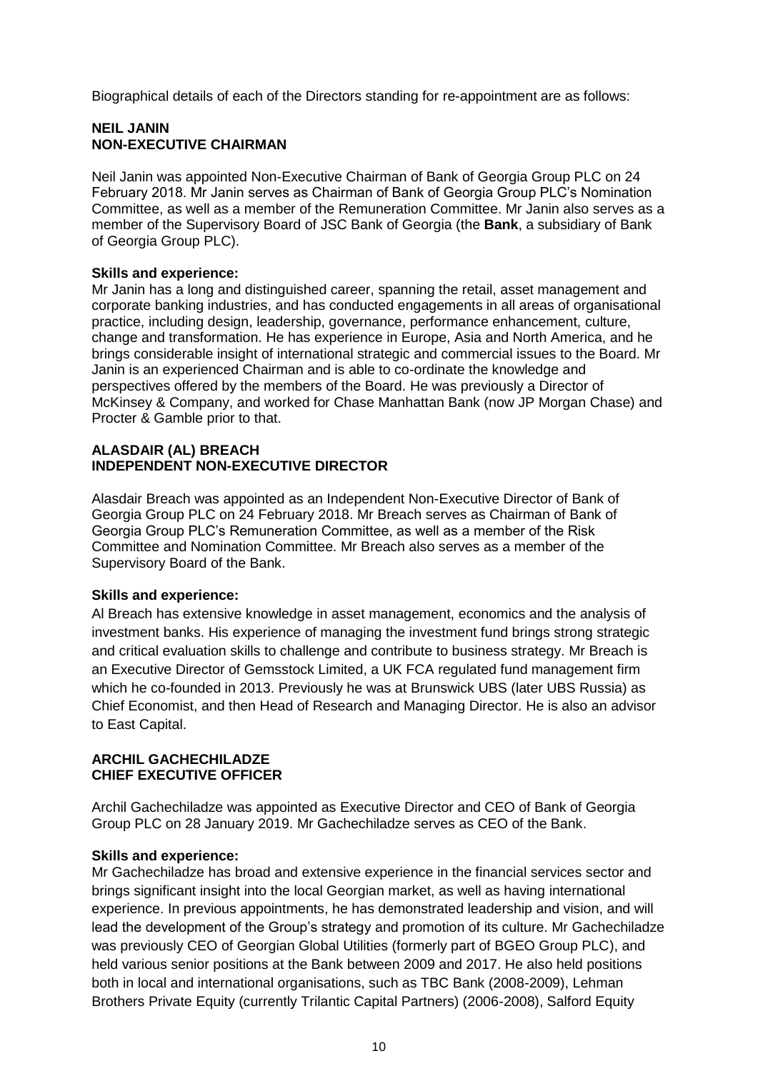Biographical details of each of the Directors standing for re-appointment are as follows:

**NEIL JANIN**
**NON-EXECUTIVE CHAIRMAN**

Neil Janin was appointed Non-Executive Chairman of Bank of Georgia Group PLC on 24 February 2018. Mr Janin serves as Chairman of Bank of Georgia Group PLC's Nomination Committee, as well as a member of the Remuneration Committee. Mr Janin also serves as a member of the Supervisory Board of JSC Bank of Georgia (the **Bank**, a subsidiary of Bank of Georgia Group PLC).

**Skills and experience:**
Mr Janin has a long and distinguished career, spanning the retail, asset management and corporate banking industries, and has conducted engagements in all areas of organisational practice, including design, leadership, governance, performance enhancement, culture, change and transformation. He has experience in Europe, Asia and North America, and he brings considerable insight of international strategic and commercial issues to the Board. Mr Janin is an experienced Chairman and is able to co-ordinate the knowledge and perspectives offered by the members of the Board. He was previously a Director of McKinsey & Company, and worked for Chase Manhattan Bank (now JP Morgan Chase) and Procter & Gamble prior to that.

**ALASDAIR (AL) BREACH**
**INDEPENDENT NON-EXECUTIVE DIRECTOR**

Alasdair Breach was appointed as an Independent Non-Executive Director of Bank of Georgia Group PLC on 24 February 2018. Mr Breach serves as Chairman of Bank of Georgia Group PLC's Remuneration Committee, as well as a member of the Risk Committee and Nomination Committee. Mr Breach also serves as a member of the Supervisory Board of the Bank.

**Skills and experience:**
Al Breach has extensive knowledge in asset management, economics and the analysis of investment banks. His experience of managing the investment fund brings strong strategic and critical evaluation skills to challenge and contribute to business strategy. Mr Breach is an Executive Director of Gemsstock Limited, a UK FCA regulated fund management firm which he co-founded in 2013. Previously he was at Brunswick UBS (later UBS Russia) as Chief Economist, and then Head of Research and Managing Director. He is also an advisor to East Capital.

**ARCHIL GACHECHILADZE**
**CHIEF EXECUTIVE OFFICER**

Archil Gachechiladze was appointed as Executive Director and CEO of Bank of Georgia Group PLC on 28 January 2019. Mr Gachechiladze serves as CEO of the Bank.

**Skills and experience:**
Mr Gachechiladze has broad and extensive experience in the financial services sector and brings significant insight into the local Georgian market, as well as having international experience. In previous appointments, he has demonstrated leadership and vision, and will lead the development of the Group's strategy and promotion of its culture. Mr Gachechiladze was previously CEO of Georgian Global Utilities (formerly part of BGEO Group PLC), and held various senior positions at the Bank between 2009 and 2017. He also held positions both in local and international organisations, such as TBC Bank (2008-2009), Lehman Brothers Private Equity (currently Trilantic Capital Partners) (2006-2008), Salford Equity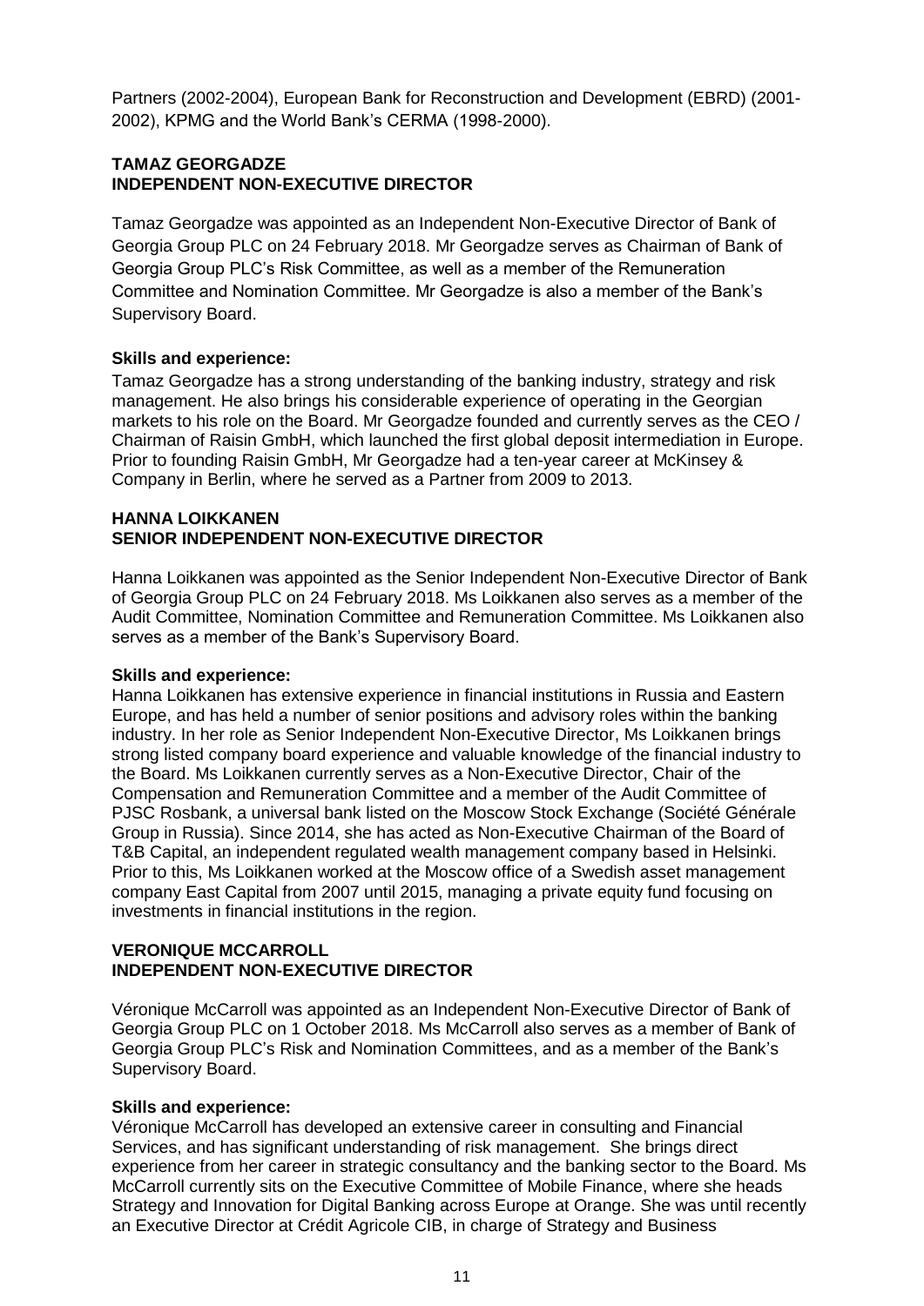Partners (2002-2004), European Bank for Reconstruction and Development (EBRD) (2001-2002), KPMG and the World Bank's CERMA (1998-2000).

**TAMAZ GEORGADZE**
**INDEPENDENT NON-EXECUTIVE DIRECTOR**

Tamaz Georgadze was appointed as an Independent Non-Executive Director of Bank of Georgia Group PLC on 24 February 2018. Mr Georgadze serves as Chairman of Bank of Georgia Group PLC's Risk Committee, as well as a member of the Remuneration Committee and Nomination Committee. Mr Georgadze is also a member of the Bank's Supervisory Board.

**Skills and experience:**
Tamaz Georgadze has a strong understanding of the banking industry, strategy and risk management. He also brings his considerable experience of operating in the Georgian markets to his role on the Board. Mr Georgadze founded and currently serves as the CEO / Chairman of Raisin GmbH, which launched the first global deposit intermediation in Europe. Prior to founding Raisin GmbH, Mr Georgadze had a ten-year career at McKinsey & Company in Berlin, where he served as a Partner from 2009 to 2013.

**HANNA LOIKKANEN**
**SENIOR INDEPENDENT NON-EXECUTIVE DIRECTOR**

Hanna Loikkanen was appointed as the Senior Independent Non-Executive Director of Bank of Georgia Group PLC on 24 February 2018. Ms Loikkanen also serves as a member of the Audit Committee, Nomination Committee and Remuneration Committee. Ms Loikkanen also serves as a member of the Bank's Supervisory Board.

**Skills and experience:**
Hanna Loikkanen has extensive experience in financial institutions in Russia and Eastern Europe, and has held a number of senior positions and advisory roles within the banking industry. In her role as Senior Independent Non-Executive Director, Ms Loikkanen brings strong listed company board experience and valuable knowledge of the financial industry to the Board. Ms Loikkanen currently serves as a Non-Executive Director, Chair of the Compensation and Remuneration Committee and a member of the Audit Committee of PJSC Rosbank, a universal bank listed on the Moscow Stock Exchange (Société Générale Group in Russia). Since 2014, she has acted as Non-Executive Chairman of the Board of T&B Capital, an independent regulated wealth management company based in Helsinki. Prior to this, Ms Loikkanen worked at the Moscow office of a Swedish asset management company East Capital from 2007 until 2015, managing a private equity fund focusing on investments in financial institutions in the region.

**VERONIQUE MCCARROLL**
**INDEPENDENT NON-EXECUTIVE DIRECTOR**

Véronique McCarroll was appointed as an Independent Non-Executive Director of Bank of Georgia Group PLC on 1 October 2018. Ms McCarroll also serves as a member of Bank of Georgia Group PLC's Risk and Nomination Committees, and as a member of the Bank's Supervisory Board.

**Skills and experience:**
Véronique McCarroll has developed an extensive career in consulting and Financial Services, and has significant understanding of risk management. She brings direct experience from her career in strategic consultancy and the banking sector to the Board. Ms McCarroll currently sits on the Executive Committee of Mobile Finance, where she heads Strategy and Innovation for Digital Banking across Europe at Orange. She was until recently an Executive Director at Crédit Agricole CIB, in charge of Strategy and Business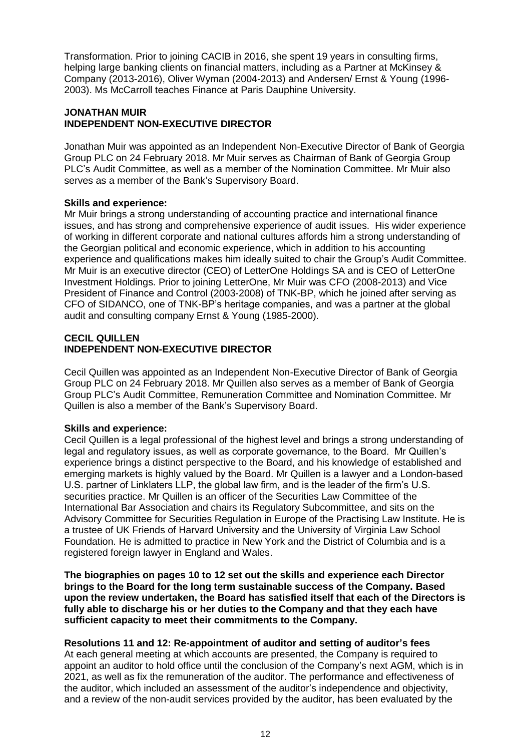Transformation. Prior to joining CACIB in 2016, she spent 19 years in consulting firms, helping large banking clients on financial matters, including as a Partner at McKinsey & Company (2013-2016), Oliver Wyman (2004-2013) and Andersen/ Ernst & Young (1996-2003). Ms McCarroll teaches Finance at Paris Dauphine University.

**JONATHAN MUIR**
**INDEPENDENT NON-EXECUTIVE DIRECTOR**

Jonathan Muir was appointed as an Independent Non-Executive Director of Bank of Georgia Group PLC on 24 February 2018. Mr Muir serves as Chairman of Bank of Georgia Group PLC's Audit Committee, as well as a member of the Nomination Committee. Mr Muir also serves as a member of the Bank's Supervisory Board.

**Skills and experience:**
Mr Muir brings a strong understanding of accounting practice and international finance issues, and has strong and comprehensive experience of audit issues. His wider experience of working in different corporate and national cultures affords him a strong understanding of the Georgian political and economic experience, which in addition to his accounting experience and qualifications makes him ideally suited to chair the Group's Audit Committee. Mr Muir is an executive director (CEO) of LetterOne Holdings SA and is CEO of LetterOne Investment Holdings. Prior to joining LetterOne, Mr Muir was CFO (2008-2013) and Vice President of Finance and Control (2003-2008) of TNK-BP, which he joined after serving as CFO of SIDANCO, one of TNK-BP's heritage companies, and was a partner at the global audit and consulting company Ernst & Young (1985-2000).

**CECIL QUILLEN**
**INDEPENDENT NON-EXECUTIVE DIRECTOR**

Cecil Quillen was appointed as an Independent Non-Executive Director of Bank of Georgia Group PLC on 24 February 2018. Mr Quillen also serves as a member of Bank of Georgia Group PLC's Audit Committee, Remuneration Committee and Nomination Committee. Mr Quillen is also a member of the Bank's Supervisory Board.

**Skills and experience:**
Cecil Quillen is a legal professional of the highest level and brings a strong understanding of legal and regulatory issues, as well as corporate governance, to the Board. Mr Quillen's experience brings a distinct perspective to the Board, and his knowledge of established and emerging markets is highly valued by the Board. Mr Quillen is a lawyer and a London-based U.S. partner of Linklaters LLP, the global law firm, and is the leader of the firm's U.S. securities practice. Mr Quillen is an officer of the Securities Law Committee of the International Bar Association and chairs its Regulatory Subcommittee, and sits on the Advisory Committee for Securities Regulation in Europe of the Practising Law Institute. He is a trustee of UK Friends of Harvard University and the University of Virginia Law School Foundation. He is admitted to practice in New York and the District of Columbia and is a registered foreign lawyer in England and Wales.

**The biographies on pages 10 to 12 set out the skills and experience each Director brings to the Board for the long term sustainable success of the Company. Based upon the review undertaken, the Board has satisfied itself that each of the Directors is fully able to discharge his or her duties to the Company and that they each have sufficient capacity to meet their commitments to the Company.**

**Resolutions 11 and 12: Re-appointment of auditor and setting of auditor's fees**
At each general meeting at which accounts are presented, the Company is required to appoint an auditor to hold office until the conclusion of the Company's next AGM, which is in 2021, as well as fix the remuneration of the auditor. The performance and effectiveness of the auditor, which included an assessment of the auditor's independence and objectivity, and a review of the non-audit services provided by the auditor, has been evaluated by the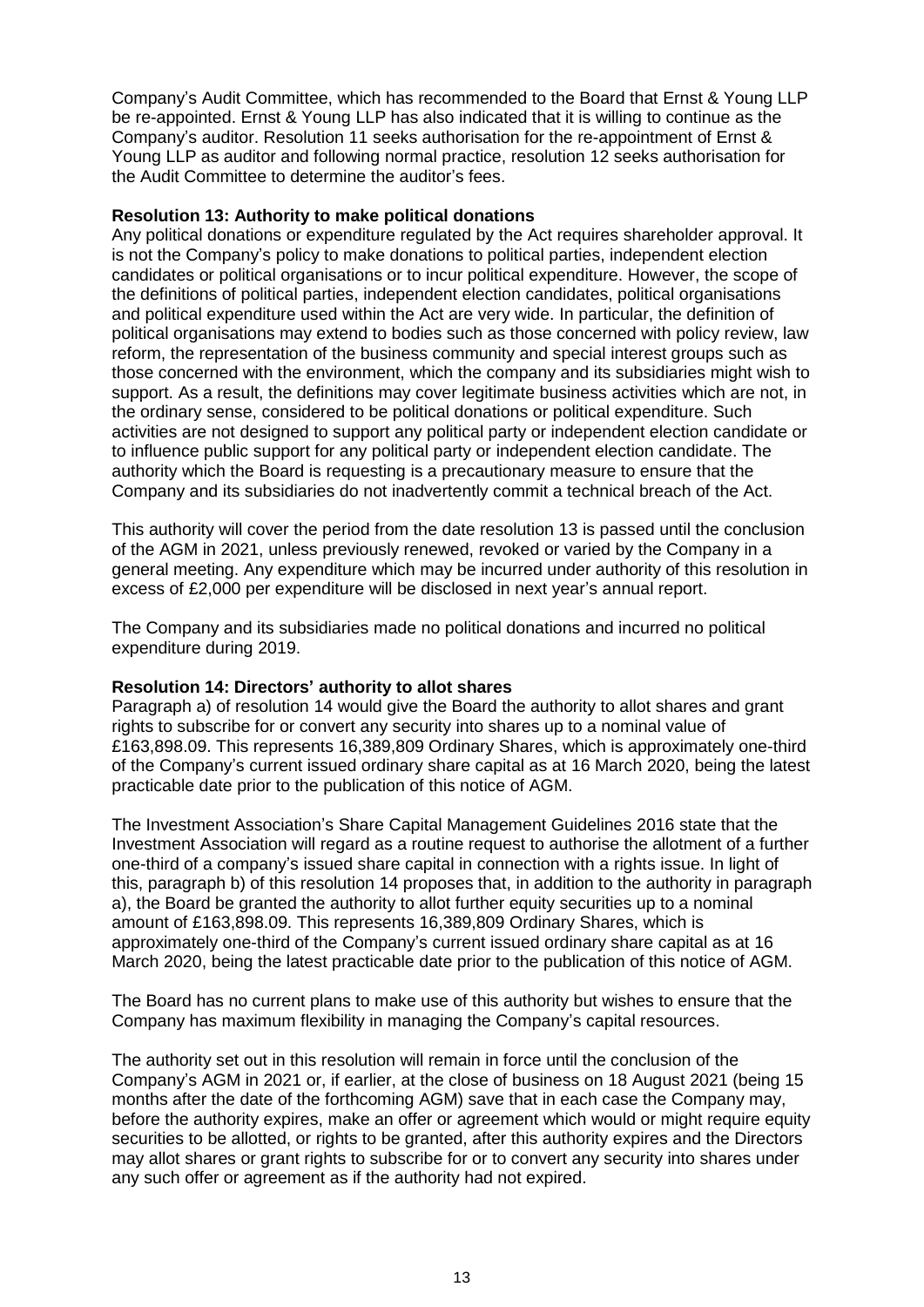Company's Audit Committee, which has recommended to the Board that Ernst & Young LLP be re-appointed. Ernst & Young LLP has also indicated that it is willing to continue as the Company's auditor. Resolution 11 seeks authorisation for the re-appointment of Ernst & Young LLP as auditor and following normal practice, resolution 12 seeks authorisation for the Audit Committee to determine the auditor's fees.

**Resolution 13: Authority to make political donations**
Any political donations or expenditure regulated by the Act requires shareholder approval. It is not the Company's policy to make donations to political parties, independent election candidates or political organisations or to incur political expenditure. However, the scope of the definitions of political parties, independent election candidates, political organisations and political expenditure used within the Act are very wide. In particular, the definition of political organisations may extend to bodies such as those concerned with policy review, law reform, the representation of the business community and special interest groups such as those concerned with the environment, which the company and its subsidiaries might wish to support. As a result, the definitions may cover legitimate business activities which are not, in the ordinary sense, considered to be political donations or political expenditure. Such activities are not designed to support any political party or independent election candidate or to influence public support for any political party or independent election candidate. The authority which the Board is requesting is a precautionary measure to ensure that the Company and its subsidiaries do not inadvertently commit a technical breach of the Act.

This authority will cover the period from the date resolution 13 is passed until the conclusion of the AGM in 2021, unless previously renewed, revoked or varied by the Company in a general meeting. Any expenditure which may be incurred under authority of this resolution in excess of £2,000 per expenditure will be disclosed in next year's annual report.

The Company and its subsidiaries made no political donations and incurred no political expenditure during 2019.

**Resolution 14: Directors' authority to allot shares**
Paragraph a) of resolution 14 would give the Board the authority to allot shares and grant rights to subscribe for or convert any security into shares up to a nominal value of £163,898.09. This represents 16,389,809 Ordinary Shares, which is approximately one-third of the Company's current issued ordinary share capital as at 16 March 2020, being the latest practicable date prior to the publication of this notice of AGM.

The Investment Association's Share Capital Management Guidelines 2016 state that the Investment Association will regard as a routine request to authorise the allotment of a further one-third of a company's issued share capital in connection with a rights issue. In light of this, paragraph b) of this resolution 14 proposes that, in addition to the authority in paragraph a), the Board be granted the authority to allot further equity securities up to a nominal amount of £163,898.09. This represents 16,389,809 Ordinary Shares, which is approximately one-third of the Company's current issued ordinary share capital as at 16 March 2020, being the latest practicable date prior to the publication of this notice of AGM.

The Board has no current plans to make use of this authority but wishes to ensure that the Company has maximum flexibility in managing the Company's capital resources.

The authority set out in this resolution will remain in force until the conclusion of the Company's AGM in 2021 or, if earlier, at the close of business on 18 August 2021 (being 15 months after the date of the forthcoming AGM) save that in each case the Company may, before the authority expires, make an offer or agreement which would or might require equity securities to be allotted, or rights to be granted, after this authority expires and the Directors may allot shares or grant rights to subscribe for or to convert any security into shares under any such offer or agreement as if the authority had not expired.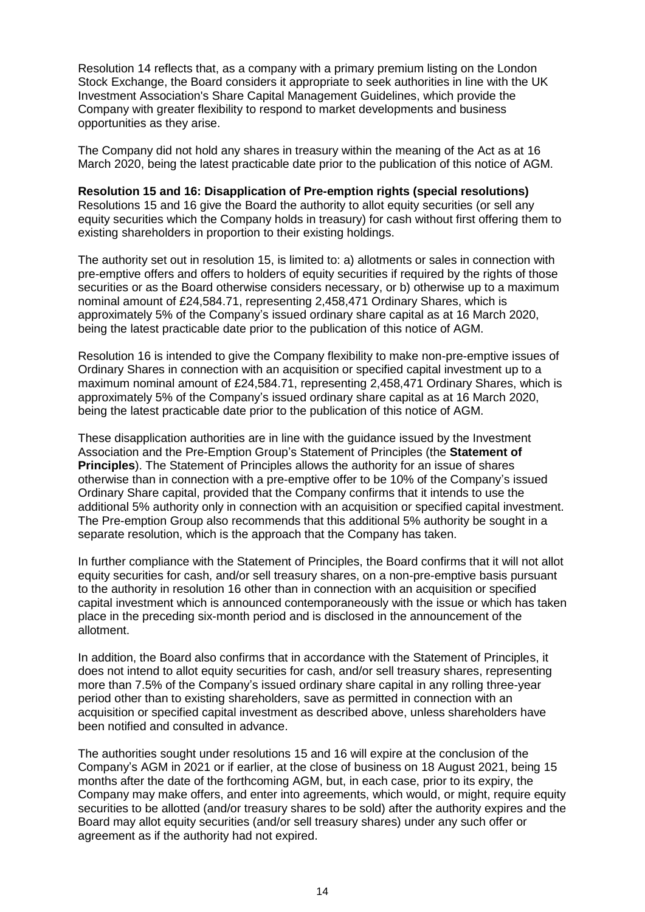Resolution 14 reflects that, as a company with a primary premium listing on the London Stock Exchange, the Board considers it appropriate to seek authorities in line with the UK Investment Association's Share Capital Management Guidelines, which provide the Company with greater flexibility to respond to market developments and business opportunities as they arise.

The Company did not hold any shares in treasury within the meaning of the Act as at 16 March 2020, being the latest practicable date prior to the publication of this notice of AGM.

**Resolution 15 and 16: Disapplication of Pre-emption rights (special resolutions)**
Resolutions 15 and 16 give the Board the authority to allot equity securities (or sell any equity securities which the Company holds in treasury) for cash without first offering them to existing shareholders in proportion to their existing holdings.

The authority set out in resolution 15, is limited to: a) allotments or sales in connection with pre-emptive offers and offers to holders of equity securities if required by the rights of those securities or as the Board otherwise considers necessary, or b) otherwise up to a maximum nominal amount of £24,584.71, representing 2,458,471 Ordinary Shares, which is approximately 5% of the Company's issued ordinary share capital as at 16 March 2020, being the latest practicable date prior to the publication of this notice of AGM.

Resolution 16 is intended to give the Company flexibility to make non-pre-emptive issues of Ordinary Shares in connection with an acquisition or specified capital investment up to a maximum nominal amount of £24,584.71, representing 2,458,471 Ordinary Shares, which is approximately 5% of the Company's issued ordinary share capital as at 16 March 2020, being the latest practicable date prior to the publication of this notice of AGM.

These disapplication authorities are in line with the guidance issued by the Investment Association and the Pre-Emption Group's Statement of Principles (the **Statement of Principles**). The Statement of Principles allows the authority for an issue of shares otherwise than in connection with a pre-emptive offer to be 10% of the Company's issued Ordinary Share capital, provided that the Company confirms that it intends to use the additional 5% authority only in connection with an acquisition or specified capital investment. The Pre-emption Group also recommends that this additional 5% authority be sought in a separate resolution, which is the approach that the Company has taken.

In further compliance with the Statement of Principles, the Board confirms that it will not allot equity securities for cash, and/or sell treasury shares, on a non-pre-emptive basis pursuant to the authority in resolution 16 other than in connection with an acquisition or specified capital investment which is announced contemporaneously with the issue or which has taken place in the preceding six-month period and is disclosed in the announcement of the allotment.

In addition, the Board also confirms that in accordance with the Statement of Principles, it does not intend to allot equity securities for cash, and/or sell treasury shares, representing more than 7.5% of the Company's issued ordinary share capital in any rolling three-year period other than to existing shareholders, save as permitted in connection with an acquisition or specified capital investment as described above, unless shareholders have been notified and consulted in advance.

The authorities sought under resolutions 15 and 16 will expire at the conclusion of the Company's AGM in 2021 or if earlier, at the close of business on 18 August 2021, being 15 months after the date of the forthcoming AGM, but, in each case, prior to its expiry, the Company may make offers, and enter into agreements, which would, or might, require equity securities to be allotted (and/or treasury shares to be sold) after the authority expires and the Board may allot equity securities (and/or sell treasury shares) under any such offer or agreement as if the authority had not expired.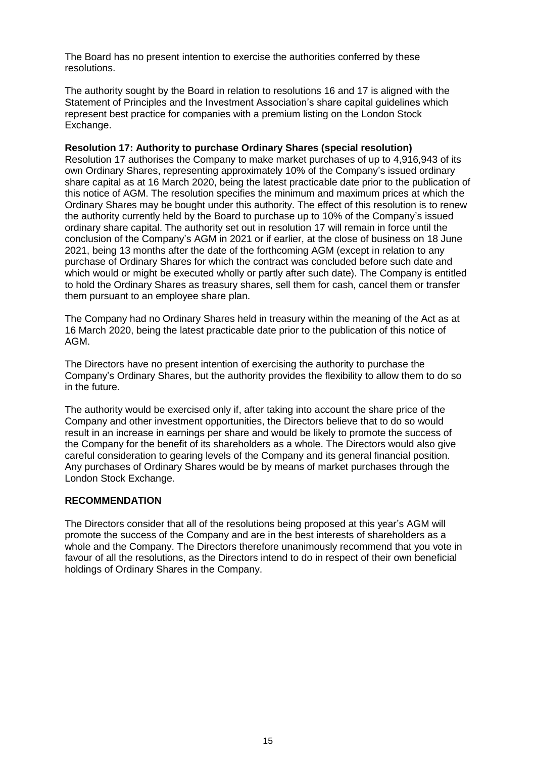The Board has no present intention to exercise the authorities conferred by these resolutions.

The authority sought by the Board in relation to resolutions 16 and 17 is aligned with the Statement of Principles and the Investment Association's share capital guidelines which represent best practice for companies with a premium listing on the London Stock Exchange.

**Resolution 17: Authority to purchase Ordinary Shares (special resolution)**

Resolution 17 authorises the Company to make market purchases of up to 4,916,943 of its own Ordinary Shares, representing approximately 10% of the Company's issued ordinary share capital as at 16 March 2020, being the latest practicable date prior to the publication of this notice of AGM. The resolution specifies the minimum and maximum prices at which the Ordinary Shares may be bought under this authority. The effect of this resolution is to renew the authority currently held by the Board to purchase up to 10% of the Company's issued ordinary share capital. The authority set out in resolution 17 will remain in force until the conclusion of the Company's AGM in 2021 or if earlier, at the close of business on 18 June 2021, being 13 months after the date of the forthcoming AGM (except in relation to any purchase of Ordinary Shares for which the contract was concluded before such date and which would or might be executed wholly or partly after such date). The Company is entitled to hold the Ordinary Shares as treasury shares, sell them for cash, cancel them or transfer them pursuant to an employee share plan.

The Company had no Ordinary Shares held in treasury within the meaning of the Act as at 16 March 2020, being the latest practicable date prior to the publication of this notice of AGM.

The Directors have no present intention of exercising the authority to purchase the Company's Ordinary Shares, but the authority provides the flexibility to allow them to do so in the future.

The authority would be exercised only if, after taking into account the share price of the Company and other investment opportunities, the Directors believe that to do so would result in an increase in earnings per share and would be likely to promote the success of the Company for the benefit of its shareholders as a whole. The Directors would also give careful consideration to gearing levels of the Company and its general financial position. Any purchases of Ordinary Shares would be by means of market purchases through the London Stock Exchange.

**RECOMMENDATION**

The Directors consider that all of the resolutions being proposed at this year's AGM will promote the success of the Company and are in the best interests of shareholders as a whole and the Company. The Directors therefore unanimously recommend that you vote in favour of all the resolutions, as the Directors intend to do in respect of their own beneficial holdings of Ordinary Shares in the Company.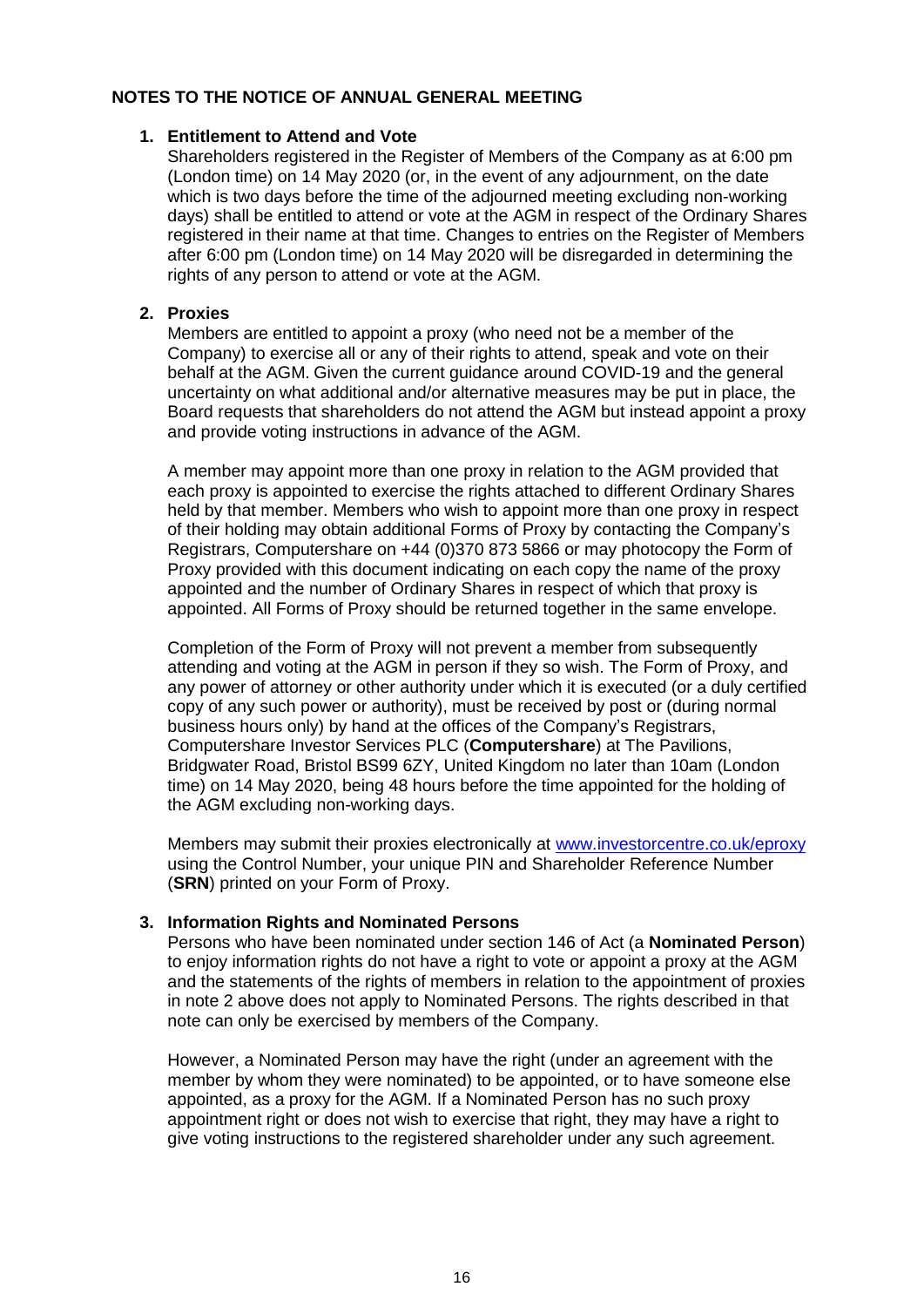## NOTES TO THE NOTICE OF ANNUAL GENERAL MEETING

### 1. Entitlement to Attend and Vote

Shareholders registered in the Register of Members of the Company as at 6:00 pm (London time) on 14 May 2020 (or, in the event of any adjournment, on the date which is two days before the time of the adjourned meeting excluding non-working days) shall be entitled to attend or vote at the AGM in respect of the Ordinary Shares registered in their name at that time. Changes to entries on the Register of Members after 6:00 pm (London time) on 14 May 2020 will be disregarded in determining the rights of any person to attend or vote at the AGM.

### 2. Proxies

Members are entitled to appoint a proxy (who need not be a member of the Company) to exercise all or any of their rights to attend, speak and vote on their behalf at the AGM. Given the current guidance around COVID-19 and the general uncertainty on what additional and/or alternative measures may be put in place, the Board requests that shareholders do not attend the AGM but instead appoint a proxy and provide voting instructions in advance of the AGM.

A member may appoint more than one proxy in relation to the AGM provided that each proxy is appointed to exercise the rights attached to different Ordinary Shares held by that member. Members who wish to appoint more than one proxy in respect of their holding may obtain additional Forms of Proxy by contacting the Company's Registrars, Computershare on +44 (0)370 873 5866 or may photocopy the Form of Proxy provided with this document indicating on each copy the name of the proxy appointed and the number of Ordinary Shares in respect of which that proxy is appointed. All Forms of Proxy should be returned together in the same envelope.

Completion of the Form of Proxy will not prevent a member from subsequently attending and voting at the AGM in person if they so wish. The Form of Proxy, and any power of attorney or other authority under which it is executed (or a duly certified copy of any such power or authority), must be received by post or (during normal business hours only) by hand at the offices of the Company's Registrars, Computershare Investor Services PLC (**Computershare**) at The Pavilions, Bridgwater Road, Bristol BS99 6ZY, United Kingdom no later than 10am (London time) on 14 May 2020, being 48 hours before the time appointed for the holding of the AGM excluding non-working days.

Members may submit their proxies electronically at www.investorcentre.co.uk/eproxy using the Control Number, your unique PIN and Shareholder Reference Number (**SRN**) printed on your Form of Proxy.

### 3. Information Rights and Nominated Persons

Persons who have been nominated under section 146 of Act (a **Nominated Person**) to enjoy information rights do not have a right to vote or appoint a proxy at the AGM and the statements of the rights of members in relation to the appointment of proxies in note 2 above does not apply to Nominated Persons. The rights described in that note can only be exercised by members of the Company.

However, a Nominated Person may have the right (under an agreement with the member by whom they were nominated) to be appointed, or to have someone else appointed, as a proxy for the AGM. If a Nominated Person has no such proxy appointment right or does not wish to exercise that right, they may have a right to give voting instructions to the registered shareholder under any such agreement.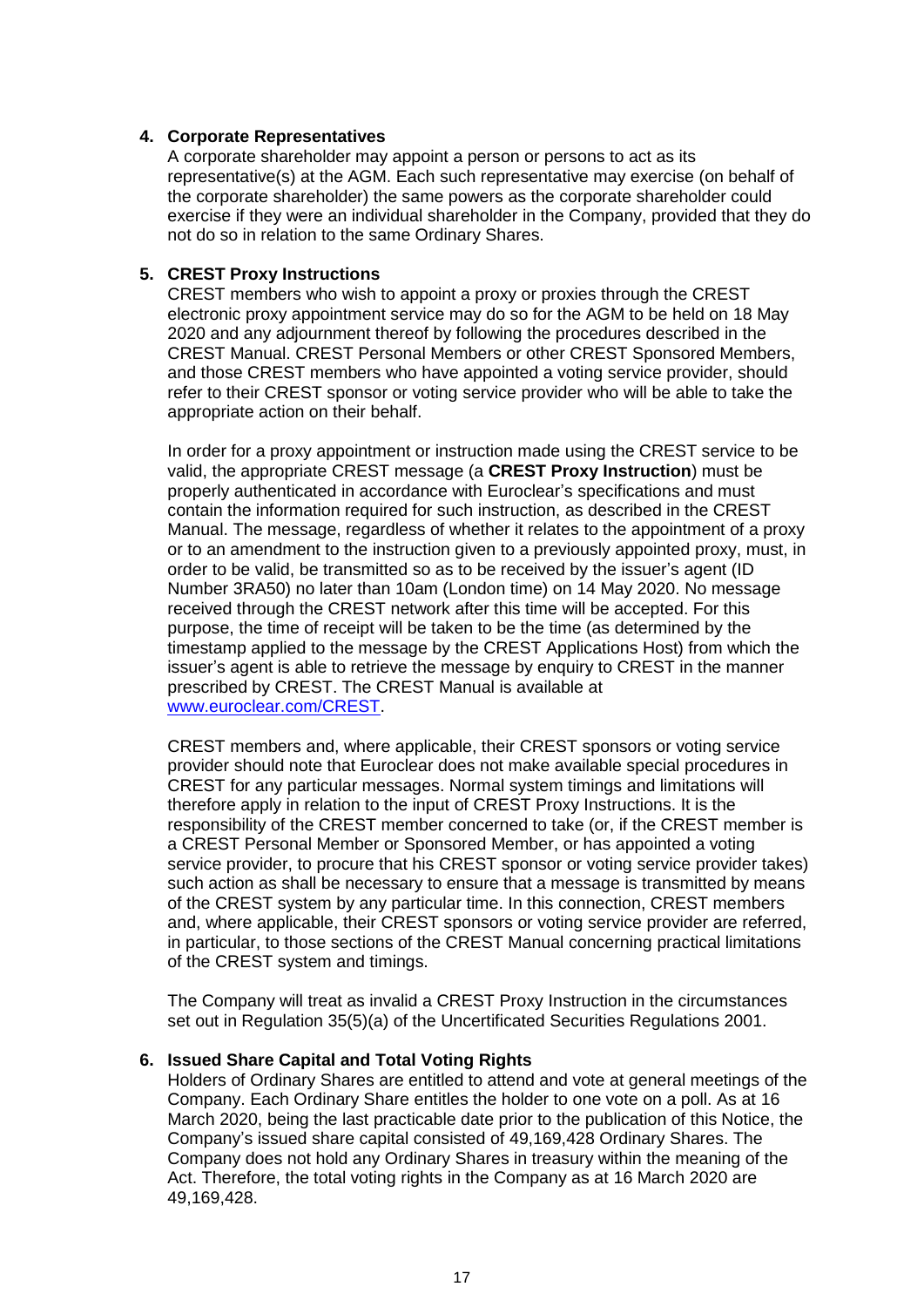**4. Corporate Representatives**

A corporate shareholder may appoint a person or persons to act as its representative(s) at the AGM. Each such representative may exercise (on behalf of the corporate shareholder) the same powers as the corporate shareholder could exercise if they were an individual shareholder in the Company, provided that they do not do so in relation to the same Ordinary Shares.

**5. CREST Proxy Instructions**

CREST members who wish to appoint a proxy or proxies through the CREST electronic proxy appointment service may do so for the AGM to be held on 18 May 2020 and any adjournment thereof by following the procedures described in the CREST Manual. CREST Personal Members or other CREST Sponsored Members, and those CREST members who have appointed a voting service provider, should refer to their CREST sponsor or voting service provider who will be able to take the appropriate action on their behalf.

In order for a proxy appointment or instruction made using the CREST service to be valid, the appropriate CREST message (a **CREST Proxy Instruction**) must be properly authenticated in accordance with Euroclear's specifications and must contain the information required for such instruction, as described in the CREST Manual. The message, regardless of whether it relates to the appointment of a proxy or to an amendment to the instruction given to a previously appointed proxy, must, in order to be valid, be transmitted so as to be received by the issuer's agent (ID Number 3RA50) no later than 10am (London time) on 14 May 2020. No message received through the CREST network after this time will be accepted. For this purpose, the time of receipt will be taken to be the time (as determined by the timestamp applied to the message by the CREST Applications Host) from which the issuer's agent is able to retrieve the message by enquiry to CREST in the manner prescribed by CREST. The CREST Manual is available at [www.euroclear.com/CREST](www.euroclear.com/CREST).

CREST members and, where applicable, their CREST sponsors or voting service provider should note that Euroclear does not make available special procedures in CREST for any particular messages. Normal system timings and limitations will therefore apply in relation to the input of CREST Proxy Instructions. It is the responsibility of the CREST member concerned to take (or, if the CREST member is a CREST Personal Member or Sponsored Member, or has appointed a voting service provider, to procure that his CREST sponsor or voting service provider takes) such action as shall be necessary to ensure that a message is transmitted by means of the CREST system by any particular time. In this connection, CREST members and, where applicable, their CREST sponsors or voting service provider are referred, in particular, to those sections of the CREST Manual concerning practical limitations of the CREST system and timings.

The Company will treat as invalid a CREST Proxy Instruction in the circumstances set out in Regulation 35(5)(a) of the Uncertificated Securities Regulations 2001.

**6. Issued Share Capital and Total Voting Rights**

Holders of Ordinary Shares are entitled to attend and vote at general meetings of the Company. Each Ordinary Share entitles the holder to one vote on a poll. As at 16 March 2020, being the last practicable date prior to the publication of this Notice, the Company's issued share capital consisted of 49,169,428 Ordinary Shares. The Company does not hold any Ordinary Shares in treasury within the meaning of the Act. Therefore, the total voting rights in the Company as at 16 March 2020 are 49,169,428.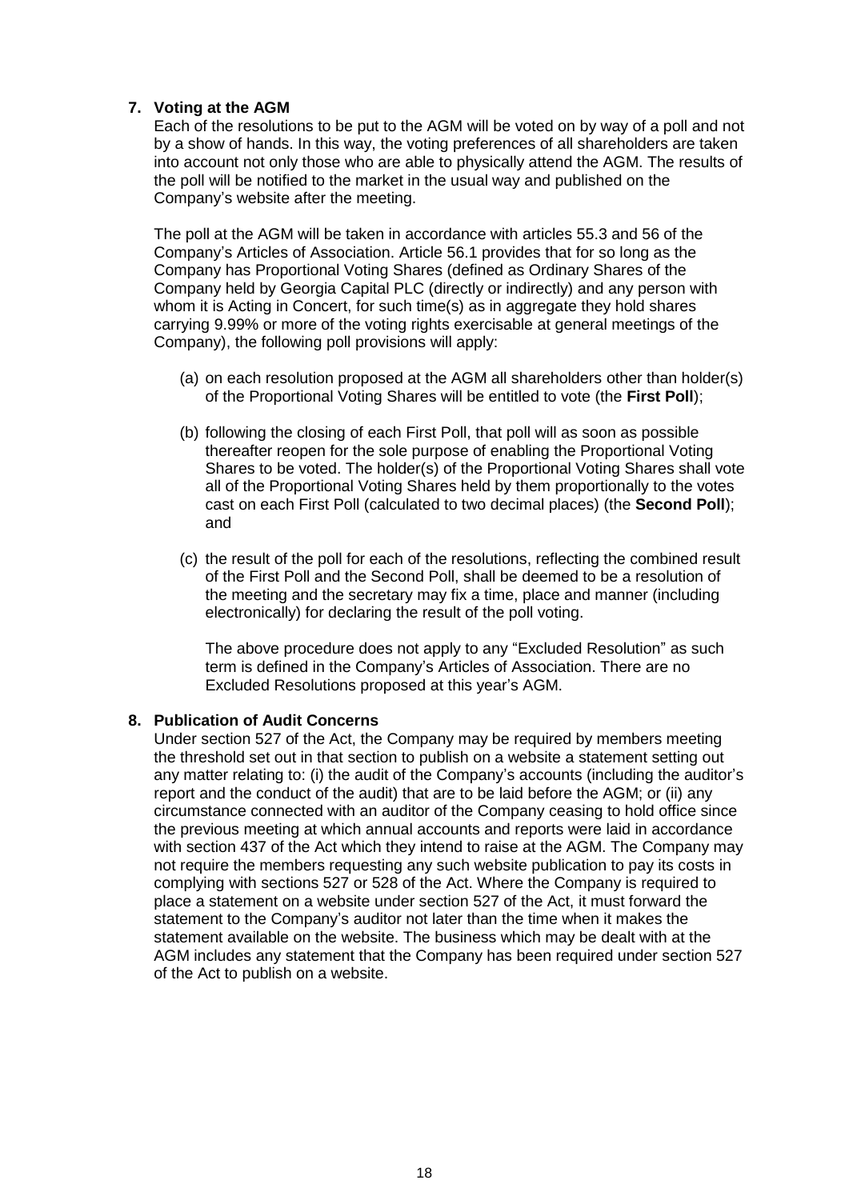## 7. Voting at the AGM

Each of the resolutions to be put to the AGM will be voted on by way of a poll and not by a show of hands. In this way, the voting preferences of all shareholders are taken into account not only those who are able to physically attend the AGM. The results of the poll will be notified to the market in the usual way and published on the Company's website after the meeting.

The poll at the AGM will be taken in accordance with articles 55.3 and 56 of the Company's Articles of Association. Article 56.1 provides that for so long as the Company has Proportional Voting Shares (defined as Ordinary Shares of the Company held by Georgia Capital PLC (directly or indirectly) and any person with whom it is Acting in Concert, for such time(s) as in aggregate they hold shares carrying 9.99% or more of the voting rights exercisable at general meetings of the Company), the following poll provisions will apply:

(a) on each resolution proposed at the AGM all shareholders other than holder(s) of the Proportional Voting Shares will be entitled to vote (the **First Poll**);

(b) following the closing of each First Poll, that poll will as soon as possible thereafter reopen for the sole purpose of enabling the Proportional Voting Shares to be voted. The holder(s) of the Proportional Voting Shares shall vote all of the Proportional Voting Shares held by them proportionally to the votes cast on each First Poll (calculated to two decimal places) (the **Second Poll**); and

(c) the result of the poll for each of the resolutions, reflecting the combined result of the First Poll and the Second Poll, shall be deemed to be a resolution of the meeting and the secretary may fix a time, place and manner (including electronically) for declaring the result of the poll voting.

The above procedure does not apply to any "Excluded Resolution" as such term is defined in the Company's Articles of Association. There are no Excluded Resolutions proposed at this year's AGM.

## 8. Publication of Audit Concerns

Under section 527 of the Act, the Company may be required by members meeting the threshold set out in that section to publish on a website a statement setting out any matter relating to: (i) the audit of the Company's accounts (including the auditor's report and the conduct of the audit) that are to be laid before the AGM; or (ii) any circumstance connected with an auditor of the Company ceasing to hold office since the previous meeting at which annual accounts and reports were laid in accordance with section 437 of the Act which they intend to raise at the AGM. The Company may not require the members requesting any such website publication to pay its costs in complying with sections 527 or 528 of the Act. Where the Company is required to place a statement on a website under section 527 of the Act, it must forward the statement to the Company's auditor not later than the time when it makes the statement available on the website. The business which may be dealt with at the AGM includes any statement that the Company has been required under section 527 of the Act to publish on a website.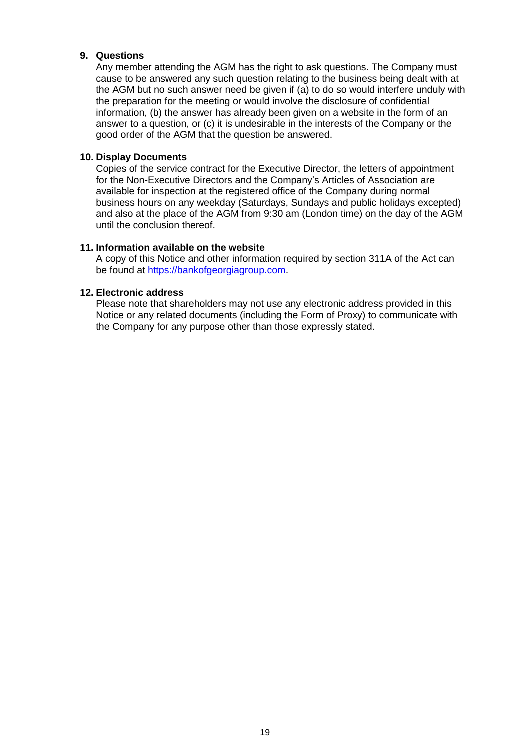**9. Questions**

Any member attending the AGM has the right to ask questions. The Company must cause to be answered any such question relating to the business being dealt with at the AGM but no such answer need be given if (a) to do so would interfere unduly with the preparation for the meeting or would involve the disclosure of confidential information, (b) the answer has already been given on a website in the form of an answer to a question, or (c) it is undesirable in the interests of the Company or the good order of the AGM that the question be answered.

**10. Display Documents**

Copies of the service contract for the Executive Director, the letters of appointment for the Non-Executive Directors and the Company's Articles of Association are available for inspection at the registered office of the Company during normal business hours on any weekday (Saturdays, Sundays and public holidays excepted) and also at the place of the AGM from 9:30 am (London time) on the day of the AGM until the conclusion thereof.

**11. Information available on the website**

A copy of this Notice and other information required by section 311A of the Act can be found at https://bankofgeorgiagroup.com.

**12. Electronic address**

Please note that shareholders may not use any electronic address provided in this Notice or any related documents (including the Form of Proxy) to communicate with the Company for any purpose other than those expressly stated.